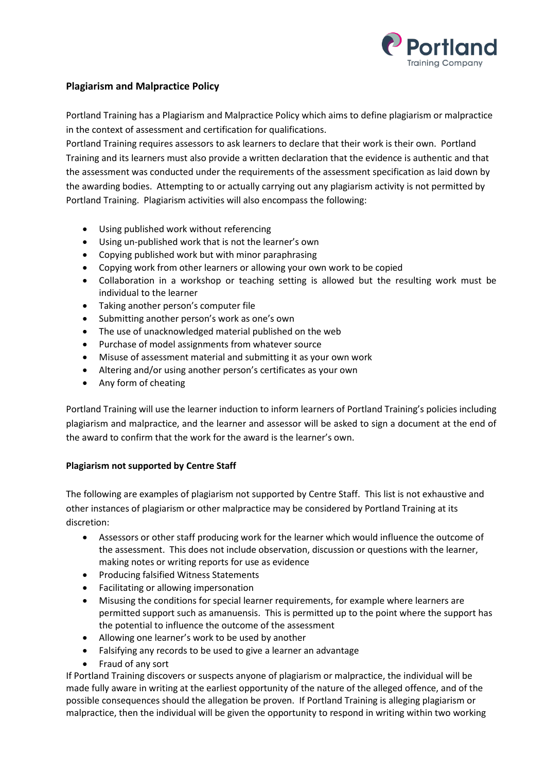**Plagiarism and Malpractice Policy**

Portland Training has a Plagiarism and Malpractice Policy which aims to define plagiarism or malpractice in the context of assessment and certification for qualifications.
Portland Training requires assessors to ask learners to declare that their work is their own. Portland Training and its learners must also provide a written declaration that the evidence is authentic and that the assessment was conducted under the requirements of the assessment specification as laid down by the awarding bodies. Attempting to or actually carrying out any plagiarism activity is not permitted by Portland Training. Plagiarism activities will also encompass the following:

- Using published work without referencing
- Using un-published work that is not the learner's own
- Copying published work but with minor paraphrasing
- Copying work from other learners or allowing your own work to be copied
- Collaboration in a workshop or teaching setting is allowed but the resulting work must be individual to the learner
- Taking another person's computer file
- Submitting another person's work as one's own
- The use of unacknowledged material published on the web
- Purchase of model assignments from whatever source
- Misuse of assessment material and submitting it as your own work
- Altering and/or using another person's certificates as your own
- Any form of cheating

Portland Training will use the learner induction to inform learners of Portland Training's policies including plagiarism and malpractice, and the learner and assessor will be asked to sign a document at the end of the award to confirm that the work for the award is the learner's own.

**Plagiarism not supported by Centre Staff**

The following are examples of plagiarism not supported by Centre Staff. This list is not exhaustive and other instances of plagiarism or other malpractice may be considered by Portland Training at its discretion:

- Assessors or other staff producing work for the learner which would influence the outcome of the assessment. This does not include observation, discussion or questions with the learner, making notes or writing reports for use as evidence
- Producing falsified Witness Statements
- Facilitating or allowing impersonation
- Misusing the conditions for special learner requirements, for example where learners are permitted support such as amanuensis. This is permitted up to the point where the support has the potential to influence the outcome of the assessment
- Allowing one learner's work to be used by another
- Falsifying any records to be used to give a learner an advantage
- Fraud of any sort

If Portland Training discovers or suspects anyone of plagiarism or malpractice, the individual will be made fully aware in writing at the earliest opportunity of the nature of the alleged offence, and of the possible consequences should the allegation be proven. If Portland Training is alleging plagiarism or malpractice, then the individual will be given the opportunity to respond in writing within two working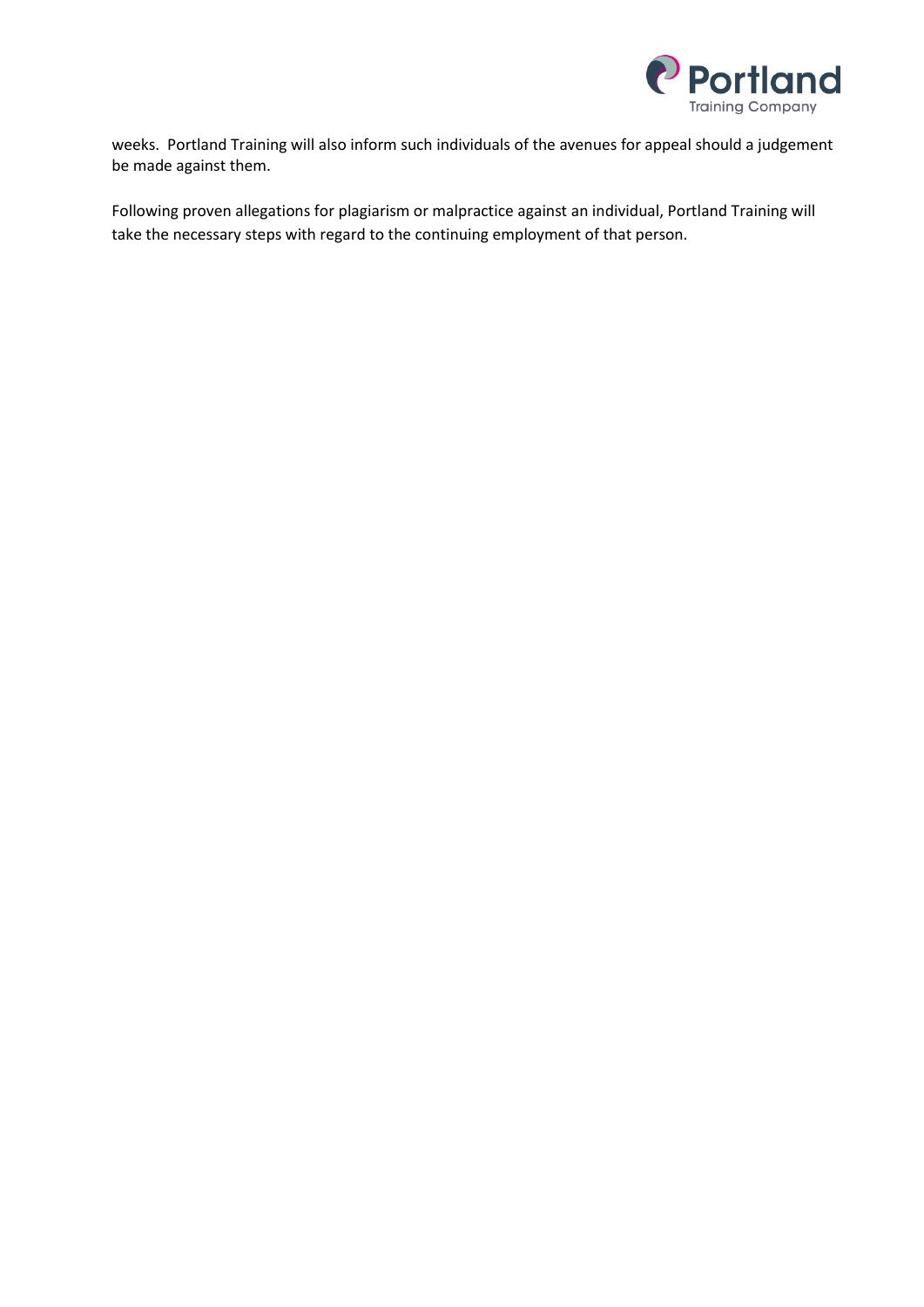weeks. Portland Training will also inform such individuals of the avenues for appeal should a judgement be made against them.

Following proven allegations for plagiarism or malpractice against an individual, Portland Training will take the necessary steps with regard to the continuing employment of that person.